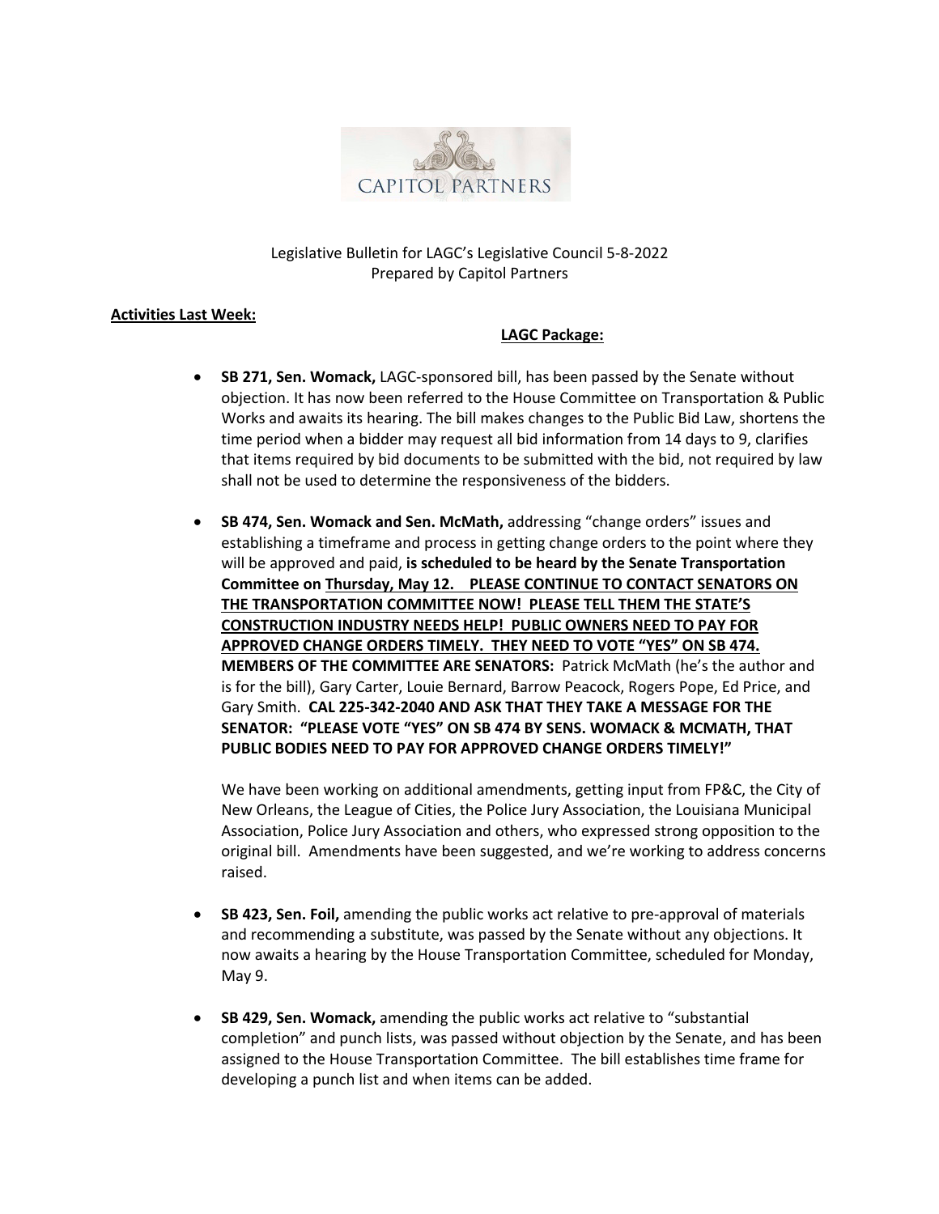CAPITOL PARTNERS

Legislative Bulletin for LAGC's Legislative Council 5-8-2022
Prepared by Capitol Partners

**Activities Last Week:**

**LAGC Package:**

- **SB 271, Sen. Womack,** LAGC-sponsored bill, has been passed by the Senate without objection. It has now been referred to the House Committee on Transportation & Public Works and awaits its hearing. The bill makes changes to the Public Bid Law, shortens the time period when a bidder may request all bid information from 14 days to 9, clarifies that items required by bid documents to be submitted with the bid, not required by law shall not be used to determine the responsiveness of the bidders.

- **SB 474, Sen. Womack and Sen. McMath,** addressing "change orders" issues and establishing a timeframe and process in getting change orders to the point where they will be approved and paid, **is scheduled to be heard by the Senate Transportation Committee on Thursday, May 12. PLEASE CONTINUE TO CONTACT SENATORS ON THE TRANSPORTATION COMMITTEE NOW! PLEASE TELL THEM THE STATE'S CONSTRUCTION INDUSTRY NEEDS HELP! PUBLIC OWNERS NEED TO PAY FOR APPROVED CHANGE ORDERS TIMELY. THEY NEED TO VOTE "YES" ON SB 474. MEMBERS OF THE COMMITTEE ARE SENATORS:** Patrick McMath (he's the author and is for the bill), Gary Carter, Louie Bernard, Barrow Peacock, Rogers Pope, Ed Price, and Gary Smith. **CAL 225-342-2040 AND ASK THAT THEY TAKE A MESSAGE FOR THE SENATOR: "PLEASE VOTE "YES" ON SB 474 BY SENS. WOMACK & MCMATH, THAT PUBLIC BODIES NEED TO PAY FOR APPROVED CHANGE ORDERS TIMELY!"**

  We have been working on additional amendments, getting input from FP&C, the City of New Orleans, the League of Cities, the Police Jury Association, the Louisiana Municipal Association, Police Jury Association and others, who expressed strong opposition to the original bill. Amendments have been suggested, and we're working to address concerns raised.

- **SB 423, Sen. Foil,** amending the public works act relative to pre-approval of materials and recommending a substitute, was passed by the Senate without any objections. It now awaits a hearing by the House Transportation Committee, scheduled for Monday, May 9.

- **SB 429, Sen. Womack,** amending the public works act relative to "substantial completion" and punch lists, was passed without objection by the Senate, and has been assigned to the House Transportation Committee. The bill establishes time frame for developing a punch list and when items can be added.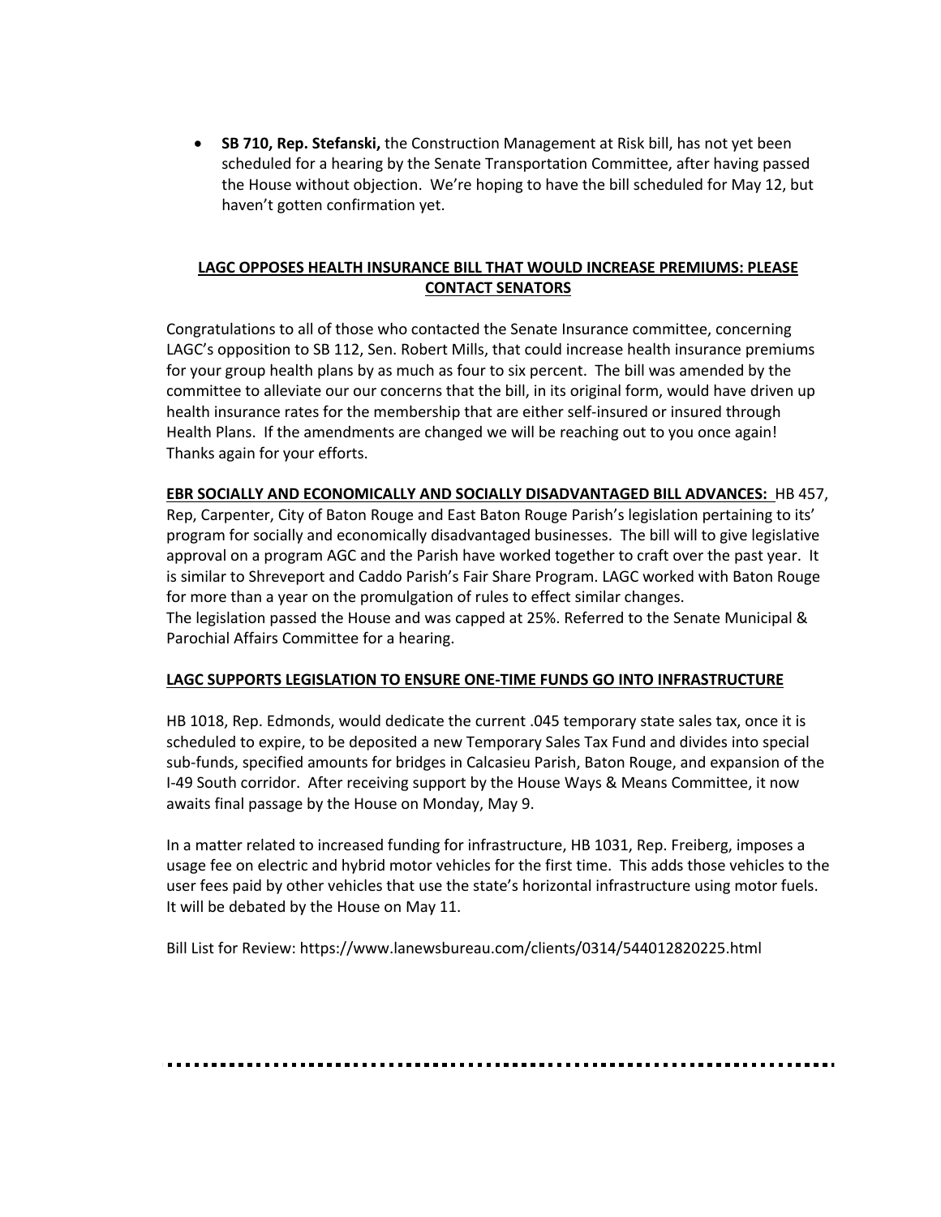- **SB 710, Rep. Stefanski,** the Construction Management at Risk bill, has not yet been scheduled for a hearing by the Senate Transportation Committee, after having passed the House without objection. We're hoping to have the bill scheduled for May 12, but haven't gotten confirmation yet.

**LAGC OPPOSES HEALTH INSURANCE BILL THAT WOULD INCREASE PREMIUMS: PLEASE CONTACT SENATORS**

Congratulations to all of those who contacted the Senate Insurance committee, concerning LAGC's opposition to SB 112, Sen. Robert Mills, that could increase health insurance premiums for your group health plans by as much as four to six percent. The bill was amended by the committee to alleviate our our concerns that the bill, in its original form, would have driven up health insurance rates for the membership that are either self-insured or insured through Health Plans. If the amendments are changed we will be reaching out to you once again! Thanks again for your efforts.

**EBR SOCIALLY AND ECONOMICALLY AND SOCIALLY DISADVANTAGED BILL ADVANCES:** HB 457, Rep, Carpenter, City of Baton Rouge and East Baton Rouge Parish's legislation pertaining to its' program for socially and economically disadvantaged businesses. The bill will to give legislative approval on a program AGC and the Parish have worked together to craft over the past year. It is similar to Shreveport and Caddo Parish's Fair Share Program. LAGC worked with Baton Rouge for more than a year on the promulgation of rules to effect similar changes.
The legislation passed the House and was capped at 25%. Referred to the Senate Municipal & Parochial Affairs Committee for a hearing.

**LAGC SUPPORTS LEGISLATION TO ENSURE ONE-TIME FUNDS GO INTO INFRASTRUCTURE**

HB 1018, Rep. Edmonds, would dedicate the current .045 temporary state sales tax, once it is scheduled to expire, to be deposited a new Temporary Sales Tax Fund and divides into special sub-funds, specified amounts for bridges in Calcasieu Parish, Baton Rouge, and expansion of the I-49 South corridor. After receiving support by the House Ways & Means Committee, it now awaits final passage by the House on Monday, May 9.

In a matter related to increased funding for infrastructure, HB 1031, Rep. Freiberg, imposes a usage fee on electric and hybrid motor vehicles for the first time. This adds those vehicles to the user fees paid by other vehicles that use the state's horizontal infrastructure using motor fuels. It will be debated by the House on May 11.

Bill List for Review: https://www.lanewsbureau.com/clients/0314/544012820225.html